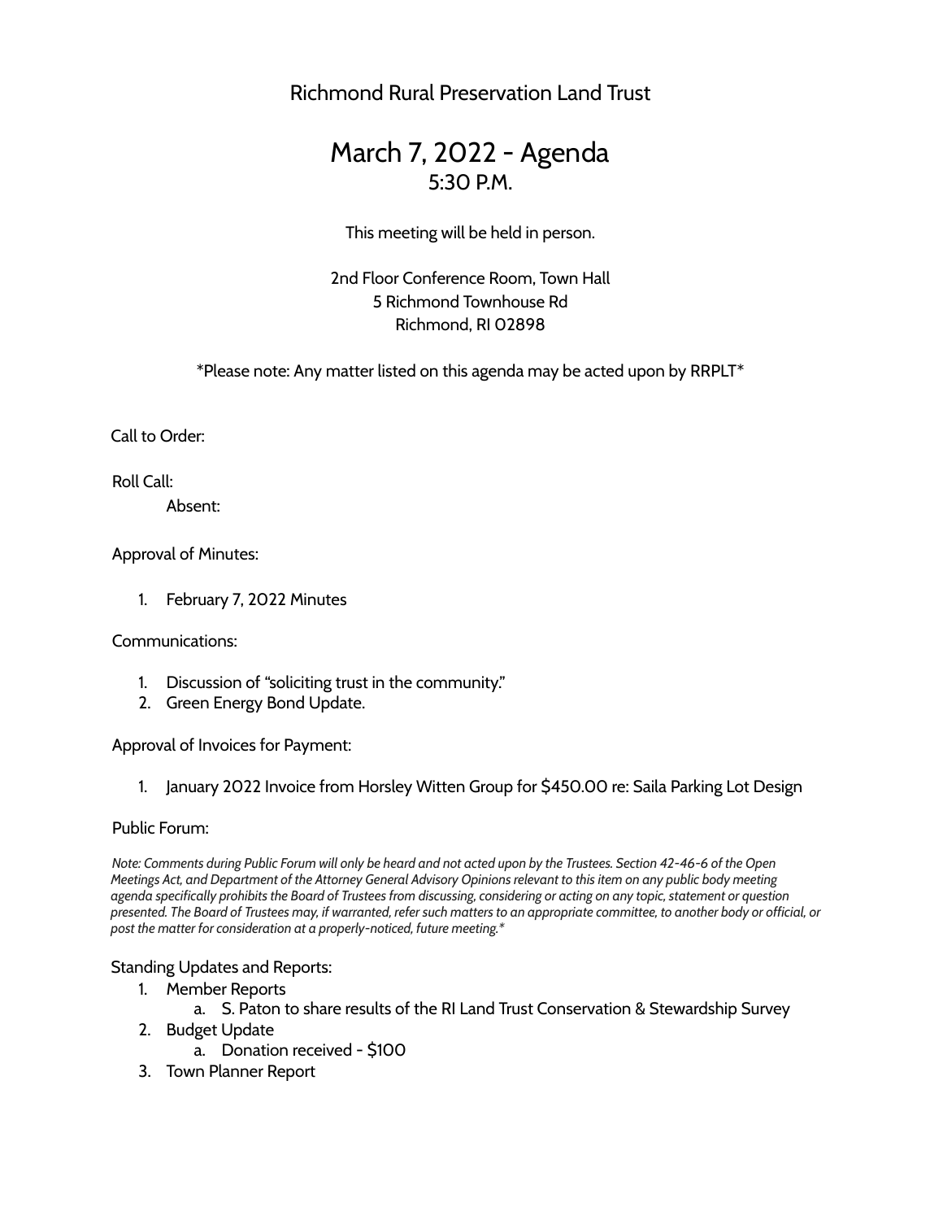Richmond Rural Preservation Land Trust

# March 7, 2022 - Agenda

## 5:30 P.M.

This meeting will be held in person.

2nd Floor Conference Room, Town Hall
5 Richmond Townhouse Rd
Richmond, RI 02898

*Please note: Any matter listed on this agenda may be acted upon by RRPLT*

Call to Order:

Roll Call:

Absent:

Approval of Minutes:

1. February 7, 2022 Minutes

Communications:

1. Discussion of "soliciting trust in the community."
2. Green Energy Bond Update.

Approval of Invoices for Payment:

1. January 2022 Invoice from Horsley Witten Group for $450.00 re: Saila Parking Lot Design

Public Forum:

*Note: Comments during Public Forum will only be heard and not acted upon by the Trustees. Section 42-46-6 of the Open Meetings Act, and Department of the Attorney General Advisory Opinions relevant to this item on any public body meeting agenda specifically prohibits the Board of Trustees from discussing, considering or acting on any topic, statement or question presented. The Board of Trustees may, if warranted, refer such matters to an appropriate committee, to another body or official, or post the matter for consideration at a properly-noticed, future meeting.**

Standing Updates and Reports:

1. Member Reports
    a. S. Paton to share results of the RI Land Trust Conservation & Stewardship Survey
2. Budget Update
    a. Donation received - $100
3. Town Planner Report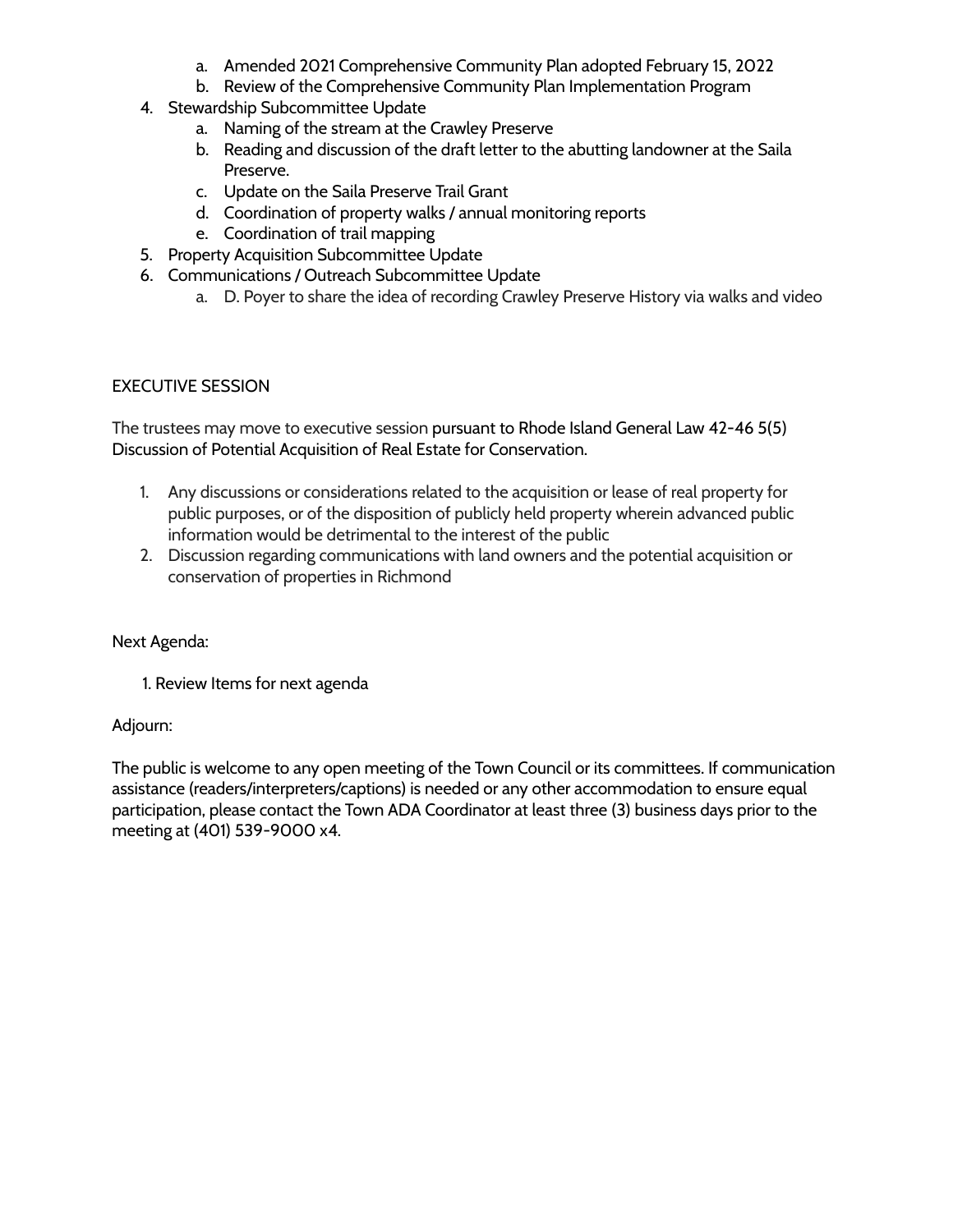a. Amended 2021 Comprehensive Community Plan adopted February 15, 2022
   b. Review of the Comprehensive Community Plan Implementation Program
4. Stewardship Subcommittee Update
   a. Naming of the stream at the Crawley Preserve
   b. Reading and discussion of the draft letter to the abutting landowner at the Saila Preserve.
   c. Update on the Saila Preserve Trail Grant
   d. Coordination of property walks / annual monitoring reports
   e. Coordination of trail mapping
5. Property Acquisition Subcommittee Update
6. Communications / Outreach Subcommittee Update
   a. D. Poyer to share the idea of recording Crawley Preserve History via walks and video

EXECUTIVE SESSION

The trustees may move to executive session pursuant to Rhode Island General Law 42-46 5(5) Discussion of Potential Acquisition of Real Estate for Conservation.

1. Any discussions or considerations related to the acquisition or lease of real property for public purposes, or of the disposition of publicly held property wherein advanced public information would be detrimental to the interest of the public
2. Discussion regarding communications with land owners and the potential acquisition or conservation of properties in Richmond

Next Agenda:

1. Review Items for next agenda

Adjourn:

The public is welcome to any open meeting of the Town Council or its committees. If communication assistance (readers/interpreters/captions) is needed or any other accommodation to ensure equal participation, please contact the Town ADA Coordinator at least three (3) business days prior to the meeting at (401) 539-9000 x4.